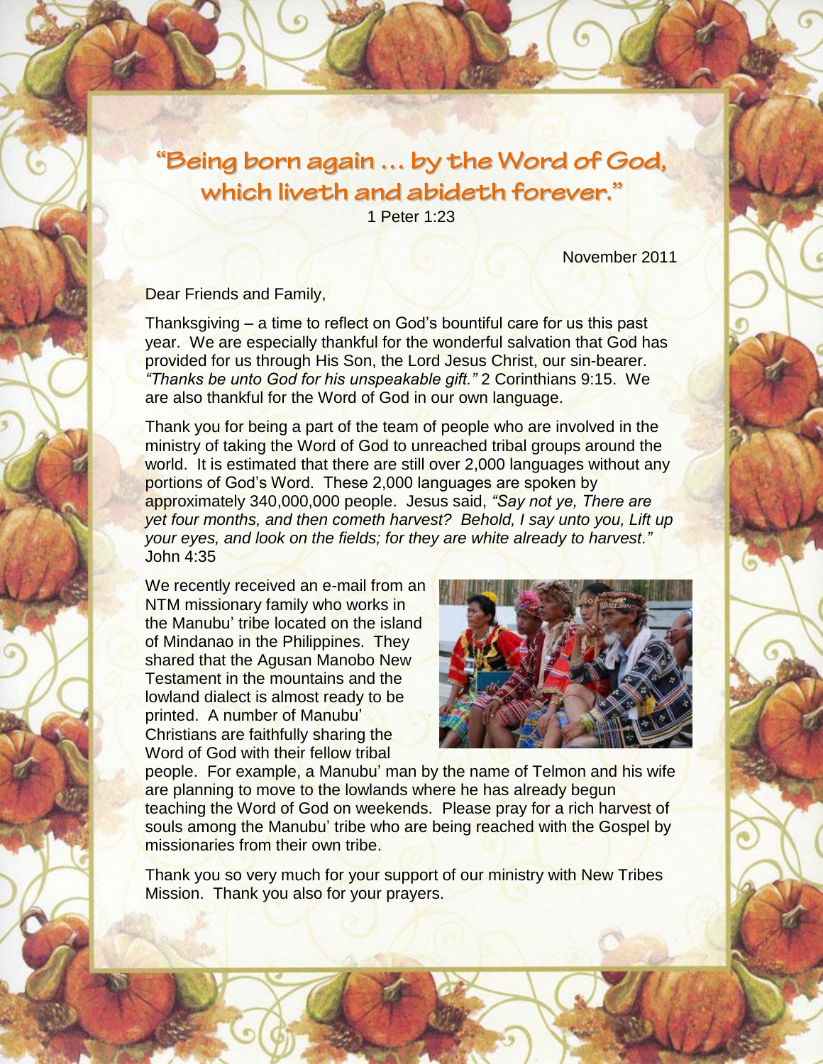# "Being born again … by the Word of God, which liveth and abideth forever."

1 Peter 1:23

November 2011

Dear Friends and Family,

Thanksgiving – a time to reflect on God's bountiful care for us this past year. We are especially thankful for the wonderful salvation that God has provided for us through His Son, the Lord Jesus Christ, our sin-bearer. *"Thanks be unto God for his unspeakable gift."* 2 Corinthians 9:15. We are also thankful for the Word of God in our own language.

Thank you for being a part of the team of people who are involved in the ministry of taking the Word of God to unreached tribal groups around the world. It is estimated that there are still over 2,000 languages without any portions of God's Word. These 2,000 languages are spoken by approximately 340,000,000 people. Jesus said, *"Say not ye, There are yet four months, and then cometh harvest? Behold, I say unto you, Lift up your eyes, and look on the fields; for they are white already to harvest."* John 4:35

We recently received an e-mail from an NTM missionary family who works in the Manubu' tribe located on the island of Mindanao in the Philippines. They shared that the Agusan Manobo New Testament in the mountains and the lowland dialect is almost ready to be printed. A number of Manubu' Christians are faithfully sharing the Word of God with their fellow tribal people. For example, a Manubu' man by the name of Telmon and his wife are planning to move to the lowlands where he has already begun teaching the Word of God on weekends. Please pray for a rich harvest of souls among the Manubu' tribe who are being reached with the Gospel by missionaries from their own tribe.

Thank you so very much for your support of our ministry with New Tribes Mission. Thank you also for your prayers.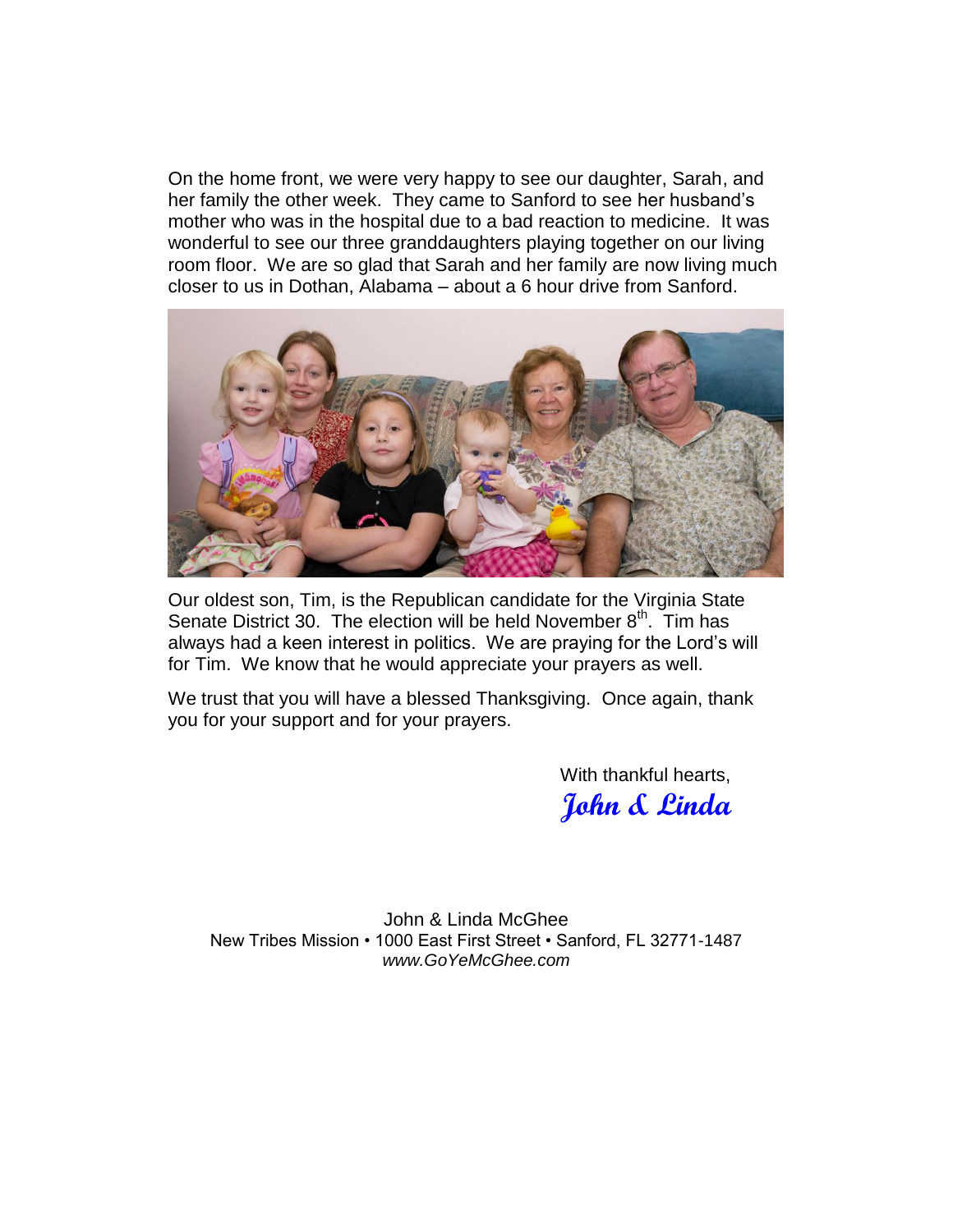On the home front, we were very happy to see our daughter, Sarah, and her family the other week. They came to Sanford to see her husband's mother who was in the hospital due to a bad reaction to medicine. It was wonderful to see our three granddaughters playing together on our living room floor. We are so glad that Sarah and her family are now living much closer to us in Dothan, Alabama – about a 6 hour drive from Sanford.

Our oldest son, Tim, is the Republican candidate for the Virginia State Senate District 30. The election will be held November 8th. Tim has always had a keen interest in politics. We are praying for the Lord's will for Tim. We know that he would appreciate your prayers as well.

We trust that you will have a blessed Thanksgiving. Once again, thank you for your support and for your prayers.

With thankful hearts,

**John & Linda**

John & Linda McGhee
New Tribes Mission • 1000 East First Street • Sanford, FL 32771-1487
*www.GoYeMcGhee.com*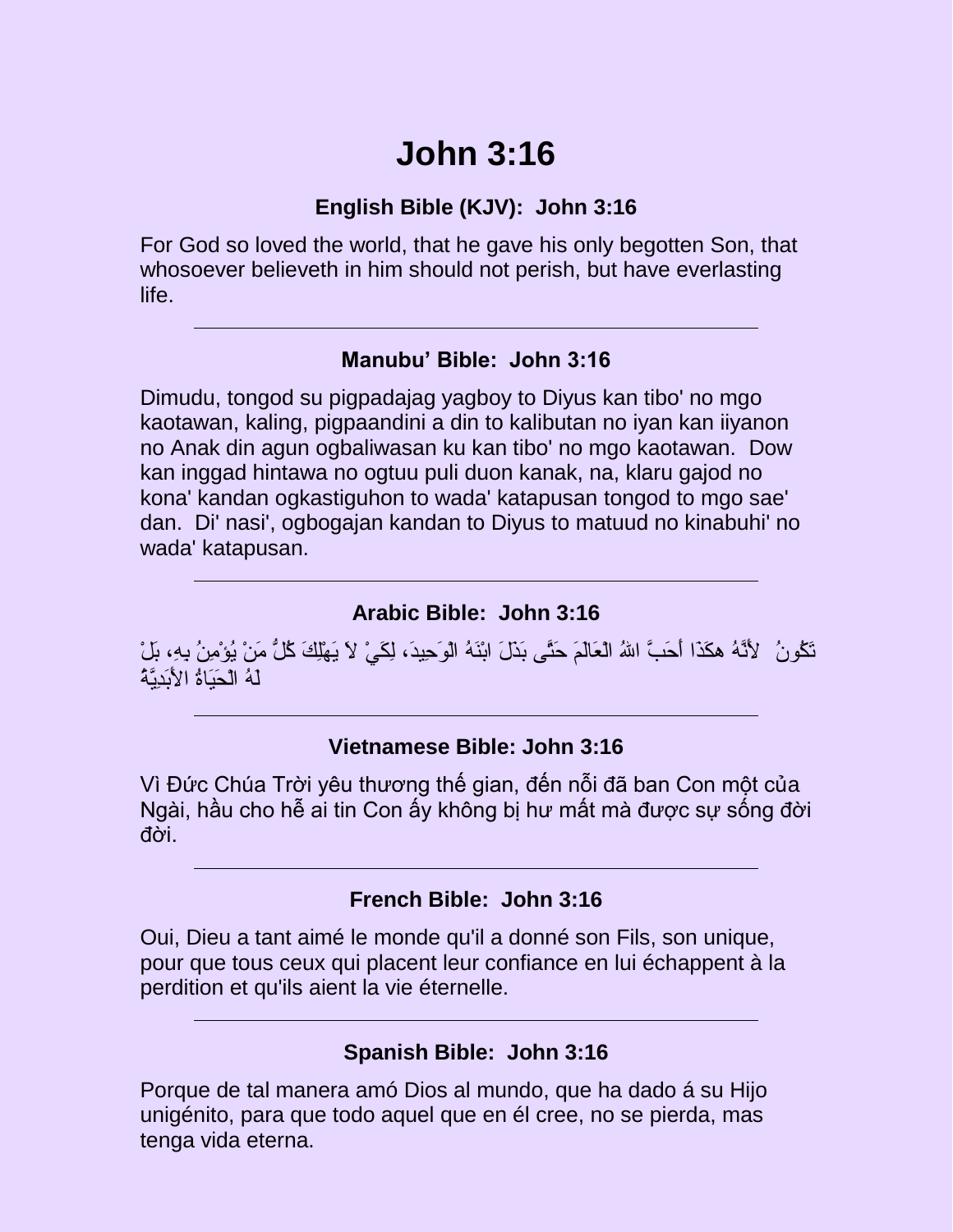# John 3:16

### English Bible (KJV): John 3:16

For God so loved the world, that he gave his only begotten Son, that whosoever believeth in him should not perish, but have everlasting life.

---

### Manubu' Bible: John 3:16

Dimudu, tongod su pigpadajag yagboy to Diyus kan tibo' no mgo kaotawan, kaling, pigpaandini a din to kalibutan no iyan kan iiyanon no Anak din agun ogbaliwasan ku kan tibo' no mgo kaotawan. Dow kan inggad hintawa no ogtuu puli duon kanak, na, klaru gajod no kona' kandan ogkastiguhon to wada' katapusan tongod to mgo sae' dan. Di' nasi', ogbogajan kandan to Diyus to matuud no kinabuhi' no wada' katapusan.

---

### Arabic Bible: John 3:16

لأَنَّهُ هكَذَا أَحَبَّ اللهُ الْعَالَمَ حَتَّى بَذَلَ ابْنَهُ الْوَحِيدَ، لِكَيْ لاَ يَهْلِكَ كُلُّ مَنْ يُؤْمِنُ بِهِ، بَلْ تَكُونُ لَهُ الْحَيَاةُ الأَبَدِيَّةُ

---

### Vietnamese Bible: John 3:16

Vì Đức Chúa Trời yêu thương thế gian, đến nỗi đã ban Con một của Ngài, hầu cho hễ ai tin Con ấy không bị hư mất mà được sự sống đời đời.

---

### French Bible: John 3:16

Oui, Dieu a tant aimé le monde qu'il a donné son Fils, son unique, pour que tous ceux qui placent leur confiance en lui échappent à la perdition et qu'ils aient la vie éternelle.

---

### Spanish Bible: John 3:16

Porque de tal manera amó Dios al mundo, que ha dado á su Hijo unigénito, para que todo aquel que en él cree, no se pierda, mas tenga vida eterna.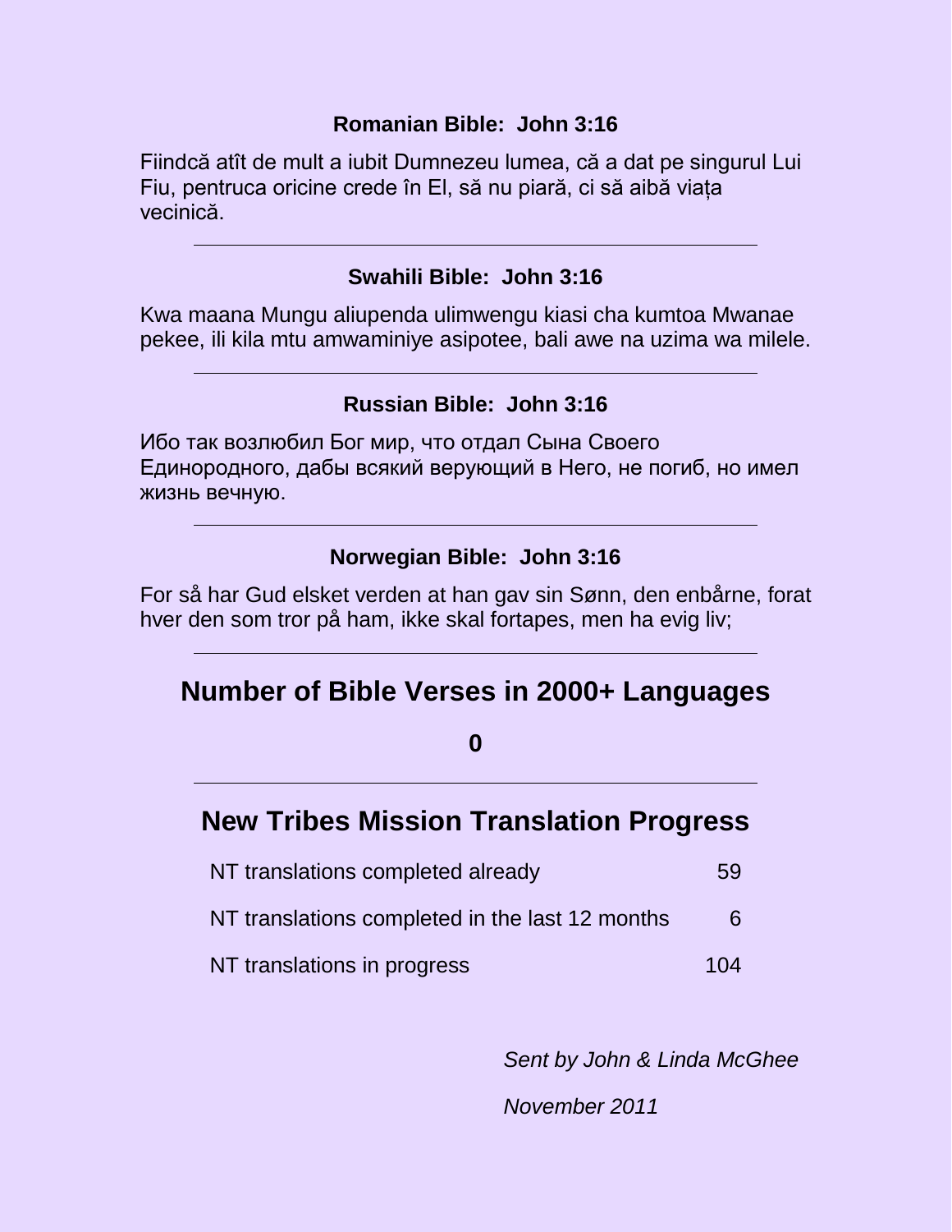### Romanian Bible: John 3:16

Fiindcă atît de mult a iubit Dumnezeu lumea, că a dat pe singurul Lui Fiu, pentruca oricine crede în El, să nu piară, ci să aibă viața vecinică.

---

### Swahili Bible: John 3:16

Kwa maana Mungu aliupenda ulimwengu kiasi cha kumtoa Mwanae pekee, ili kila mtu amwaminiye asipotee, bali awe na uzima wa milele.

---

### Russian Bible: John 3:16

Ибо так возлюбил Бог мир, что отдал Сына Своего Единородного, дабы всякий верующий в Него, не погиб, но имел жизнь вечную.

---

### Norwegian Bible: John 3:16

For så har Gud elsket verden at han gav sin Sønn, den enbårne, forat hver den som tror på ham, ikke skal fortapes, men ha evig liv;

---

## Number of Bible Verses in 2000+ Languages

**0**

---

## New Tribes Mission Translation Progress

| | |
|---|---|
| NT translations completed already | 59 |
| NT translations completed in the last 12 months | 6 |
| NT translations in progress | 104 |

*Sent by John & Linda McGhee*

*November 2011*